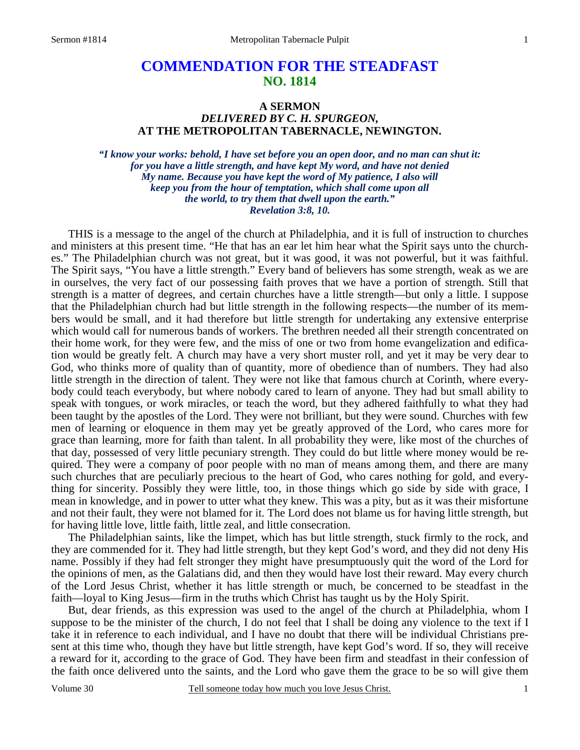# COMMENDATION FOR THE STEADFAST
## NO. 1814

### A SERMON
### *DELIVERED BY C. H. SPURGEON,*
### AT THE METROPOLITAN TABERNACLE, NEWINGTON.

***"I know your works: behold, I have set before you an open door, and no man can shut it: for you have a little strength, and have kept My word, and have not denied My name. Because you have kept the word of My patience, I also will keep you from the hour of temptation, which shall come upon all the world, to try them that dwell upon the earth." Revelation 3:8, 10.***

THIS is a message to the angel of the church at Philadelphia, and it is full of instruction to churches and ministers at this present time. "He that has an ear let him hear what the Spirit says unto the churches." The Philadelphian church was not great, but it was good, it was not powerful, but it was faithful. The Spirit says, "You have a little strength." Every band of believers has some strength, weak as we are in ourselves, the very fact of our possessing faith proves that we have a portion of strength. Still that strength is a matter of degrees, and certain churches have a little strength—but only a little. I suppose that the Philadelphian church had but little strength in the following respects—the number of its members would be small, and it had therefore but little strength for undertaking any extensive enterprise which would call for numerous bands of workers. The brethren needed all their strength concentrated on their home work, for they were few, and the miss of one or two from home evangelization and edification would be greatly felt. A church may have a very short muster roll, and yet it may be very dear to God, who thinks more of quality than of quantity, more of obedience than of numbers. They had also little strength in the direction of talent. They were not like that famous church at Corinth, where everybody could teach everybody, but where nobody cared to learn of anyone. They had but small ability to speak with tongues, or work miracles, or teach the word, but they adhered faithfully to what they had been taught by the apostles of the Lord. They were not brilliant, but they were sound. Churches with few men of learning or eloquence in them may yet be greatly approved of the Lord, who cares more for grace than learning, more for faith than talent. In all probability they were, like most of the churches of that day, possessed of very little pecuniary strength. They could do but little where money would be required. They were a company of poor people with no man of means among them, and there are many such churches that are peculiarly precious to the heart of God, who cares nothing for gold, and everything for sincerity. Possibly they were little, too, in those things which go side by side with grace, I mean in knowledge, and in power to utter what they knew. This was a pity, but as it was their misfortune and not their fault, they were not blamed for it. The Lord does not blame us for having little strength, but for having little love, little faith, little zeal, and little consecration.

The Philadelphian saints, like the limpet, which has but little strength, stuck firmly to the rock, and they are commended for it. They had little strength, but they kept God's word, and they did not deny His name. Possibly if they had felt stronger they might have presumptuously quit the word of the Lord for the opinions of men, as the Galatians did, and then they would have lost their reward. May every church of the Lord Jesus Christ, whether it has little strength or much, be concerned to be steadfast in the faith—loyal to King Jesus—firm in the truths which Christ has taught us by the Holy Spirit.

But, dear friends, as this expression was used to the angel of the church at Philadelphia, whom I suppose to be the minister of the church, I do not feel that I shall be doing any violence to the text if I take it in reference to each individual, and I have no doubt that there will be individual Christians present at this time who, though they have but little strength, have kept God's word. If so, they will receive a reward for it, according to the grace of God. They have been firm and steadfast in their confession of the faith once delivered unto the saints, and the Lord who gave them the grace to be so will give them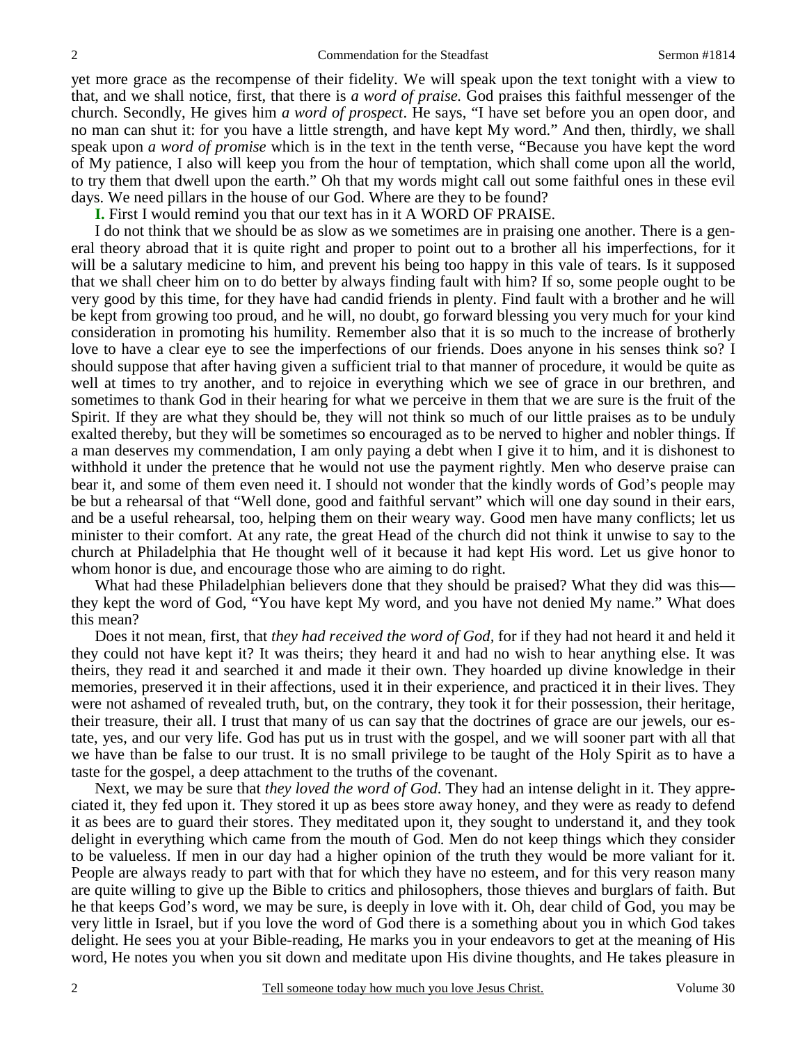yet more grace as the recompense of their fidelity. We will speak upon the text tonight with a view to that, and we shall notice, first, that there is *a word of praise.* God praises this faithful messenger of the church. Secondly, He gives him *a word of prospect*. He says, "I have set before you an open door, and no man can shut it: for you have a little strength, and have kept My word." And then, thirdly, we shall speak upon *a word of promise* which is in the text in the tenth verse, "Because you have kept the word of My patience, I also will keep you from the hour of temptation, which shall come upon all the world, to try them that dwell upon the earth." Oh that my words might call out some faithful ones in these evil days. We need pillars in the house of our God. Where are they to be found?

**I.** First I would remind you that our text has in it A WORD OF PRAISE.

I do not think that we should be as slow as we sometimes are in praising one another. There is a general theory abroad that it is quite right and proper to point out to a brother all his imperfections, for it will be a salutary medicine to him, and prevent his being too happy in this vale of tears. Is it supposed that we shall cheer him on to do better by always finding fault with him? If so, some people ought to be very good by this time, for they have had candid friends in plenty. Find fault with a brother and he will be kept from growing too proud, and he will, no doubt, go forward blessing you very much for your kind consideration in promoting his humility. Remember also that it is so much to the increase of brotherly love to have a clear eye to see the imperfections of our friends. Does anyone in his senses think so? I should suppose that after having given a sufficient trial to that manner of procedure, it would be quite as well at times to try another, and to rejoice in everything which we see of grace in our brethren, and sometimes to thank God in their hearing for what we perceive in them that we are sure is the fruit of the Spirit. If they are what they should be, they will not think so much of our little praises as to be unduly exalted thereby, but they will be sometimes so encouraged as to be nerved to higher and nobler things. If a man deserves my commendation, I am only paying a debt when I give it to him, and it is dishonest to withhold it under the pretence that he would not use the payment rightly. Men who deserve praise can bear it, and some of them even need it. I should not wonder that the kindly words of God's people may be but a rehearsal of that "Well done, good and faithful servant" which will one day sound in their ears, and be a useful rehearsal, too, helping them on their weary way. Good men have many conflicts; let us minister to their comfort. At any rate, the great Head of the church did not think it unwise to say to the church at Philadelphia that He thought well of it because it had kept His word. Let us give honor to whom honor is due, and encourage those who are aiming to do right.

What had these Philadelphian believers done that they should be praised? What they did was this—they kept the word of God, "You have kept My word, and you have not denied My name." What does this mean?

Does it not mean, first, that *they had received the word of God,* for if they had not heard it and held it they could not have kept it? It was theirs; they heard it and had no wish to hear anything else. It was theirs, they read it and searched it and made it their own. They hoarded up divine knowledge in their memories, preserved it in their affections, used it in their experience, and practiced it in their lives. They were not ashamed of revealed truth, but, on the contrary, they took it for their possession, their heritage, their treasure, their all. I trust that many of us can say that the doctrines of grace are our jewels, our estate, yes, and our very life. God has put us in trust with the gospel, and we will sooner part with all that we have than be false to our trust. It is no small privilege to be taught of the Holy Spirit as to have a taste for the gospel, a deep attachment to the truths of the covenant.

Next, we may be sure that *they loved the word of God*. They had an intense delight in it. They appreciated it, they fed upon it. They stored it up as bees store away honey, and they were as ready to defend it as bees are to guard their stores. They meditated upon it, they sought to understand it, and they took delight in everything which came from the mouth of God. Men do not keep things which they consider to be valueless. If men in our day had a higher opinion of the truth they would be more valiant for it. People are always ready to part with that for which they have no esteem, and for this very reason many are quite willing to give up the Bible to critics and philosophers, those thieves and burglars of faith. But he that keeps God's word, we may be sure, is deeply in love with it. Oh, dear child of God, you may be very little in Israel, but if you love the word of God there is a something about you in which God takes delight. He sees you at your Bible-reading, He marks you in your endeavors to get at the meaning of His word, He notes you when you sit down and meditate upon His divine thoughts, and He takes pleasure in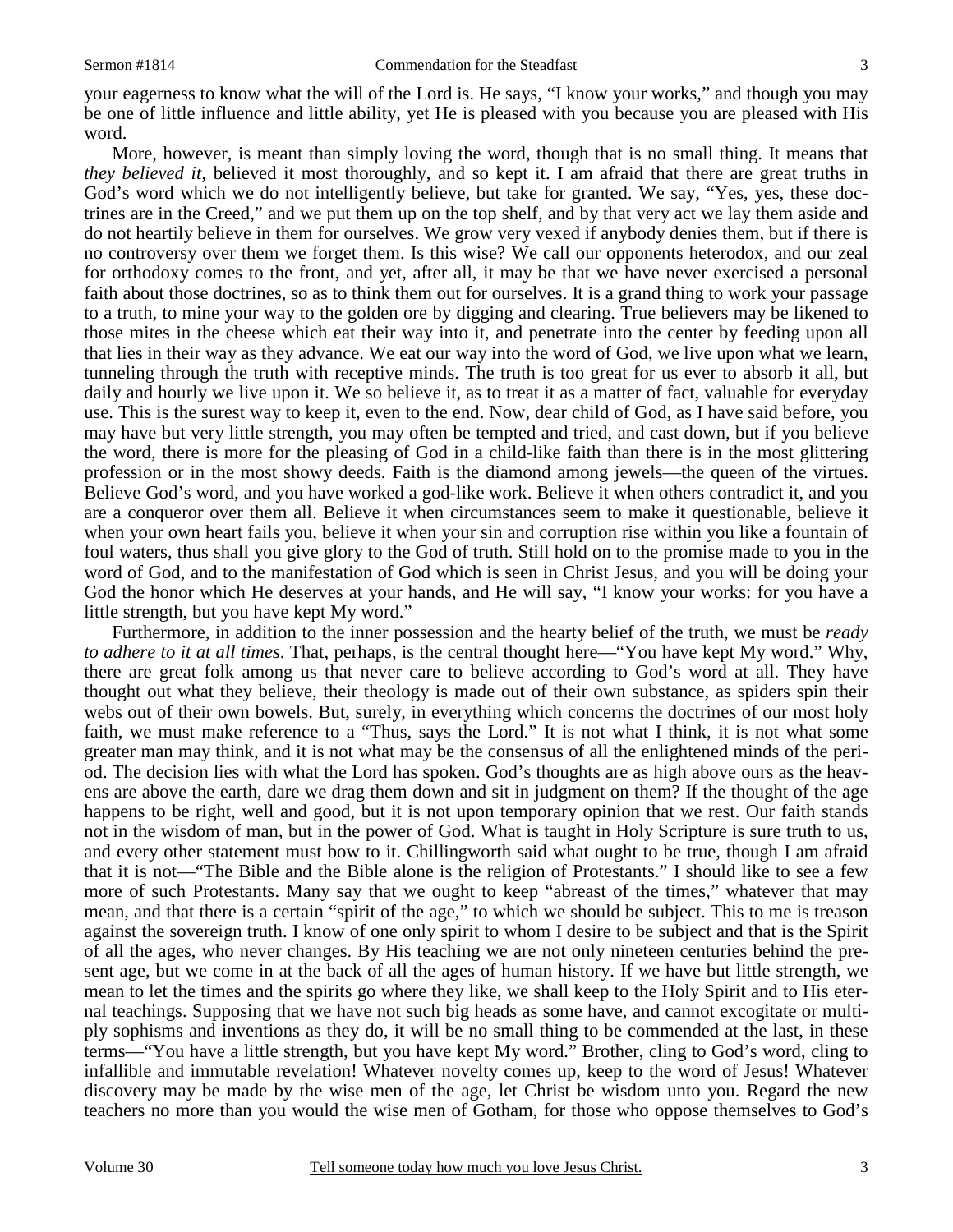your eagerness to know what the will of the Lord is. He says, "I know your works," and though you may be one of little influence and little ability, yet He is pleased with you because you are pleased with His word.

More, however, is meant than simply loving the word, though that is no small thing. It means that *they believed it*, believed it most thoroughly, and so kept it. I am afraid that there are great truths in God's word which we do not intelligently believe, but take for granted. We say, "Yes, yes, these doctrines are in the Creed," and we put them up on the top shelf, and by that very act we lay them aside and do not heartily believe in them for ourselves. We grow very vexed if anybody denies them, but if there is no controversy over them we forget them. Is this wise? We call our opponents heterodox, and our zeal for orthodoxy comes to the front, and yet, after all, it may be that we have never exercised a personal faith about those doctrines, so as to think them out for ourselves. It is a grand thing to work your passage to a truth, to mine your way to the golden ore by digging and clearing. True believers may be likened to those mites in the cheese which eat their way into it, and penetrate into the center by feeding upon all that lies in their way as they advance. We eat our way into the word of God, we live upon what we learn, tunneling through the truth with receptive minds. The truth is too great for us ever to absorb it all, but daily and hourly we live upon it. We so believe it, as to treat it as a matter of fact, valuable for everyday use. This is the surest way to keep it, even to the end. Now, dear child of God, as I have said before, you may have but very little strength, you may often be tempted and tried, and cast down, but if you believe the word, there is more for the pleasing of God in a child-like faith than there is in the most glittering profession or in the most showy deeds. Faith is the diamond among jewels—the queen of the virtues. Believe God's word, and you have worked a god-like work. Believe it when others contradict it, and you are a conqueror over them all. Believe it when circumstances seem to make it questionable, believe it when your own heart fails you, believe it when your sin and corruption rise within you like a fountain of foul waters, thus shall you give glory to the God of truth. Still hold on to the promise made to you in the word of God, and to the manifestation of God which is seen in Christ Jesus, and you will be doing your God the honor which He deserves at your hands, and He will say, "I know your works: for you have a little strength, but you have kept My word."

Furthermore, in addition to the inner possession and the hearty belief of the truth, we must be *ready to adhere to it at all times*. That, perhaps, is the central thought here—"You have kept My word." Why, there are great folk among us that never care to believe according to God's word at all. They have thought out what they believe, their theology is made out of their own substance, as spiders spin their webs out of their own bowels. But, surely, in everything which concerns the doctrines of our most holy faith, we must make reference to a "Thus, says the Lord." It is not what I think, it is not what some greater man may think, and it is not what may be the consensus of all the enlightened minds of the period. The decision lies with what the Lord has spoken. God's thoughts are as high above ours as the heavens are above the earth, dare we drag them down and sit in judgment on them? If the thought of the age happens to be right, well and good, but it is not upon temporary opinion that we rest. Our faith stands not in the wisdom of man, but in the power of God. What is taught in Holy Scripture is sure truth to us, and every other statement must bow to it. Chillingworth said what ought to be true, though I am afraid that it is not—"The Bible and the Bible alone is the religion of Protestants." I should like to see a few more of such Protestants. Many say that we ought to keep "abreast of the times," whatever that may mean, and that there is a certain "spirit of the age," to which we should be subject. This to me is treason against the sovereign truth. I know of one only spirit to whom I desire to be subject and that is the Spirit of all the ages, who never changes. By His teaching we are not only nineteen centuries behind the present age, but we come in at the back of all the ages of human history. If we have but little strength, we mean to let the times and the spirits go where they like, we shall keep to the Holy Spirit and to His eternal teachings. Supposing that we have not such big heads as some have, and cannot excogitate or multiply sophisms and inventions as they do, it will be no small thing to be commended at the last, in these terms—"You have a little strength, but you have kept My word." Brother, cling to God's word, cling to infallible and immutable revelation! Whatever novelty comes up, keep to the word of Jesus! Whatever discovery may be made by the wise men of the age, let Christ be wisdom unto you. Regard the new teachers no more than you would the wise men of Gotham, for those who oppose themselves to God's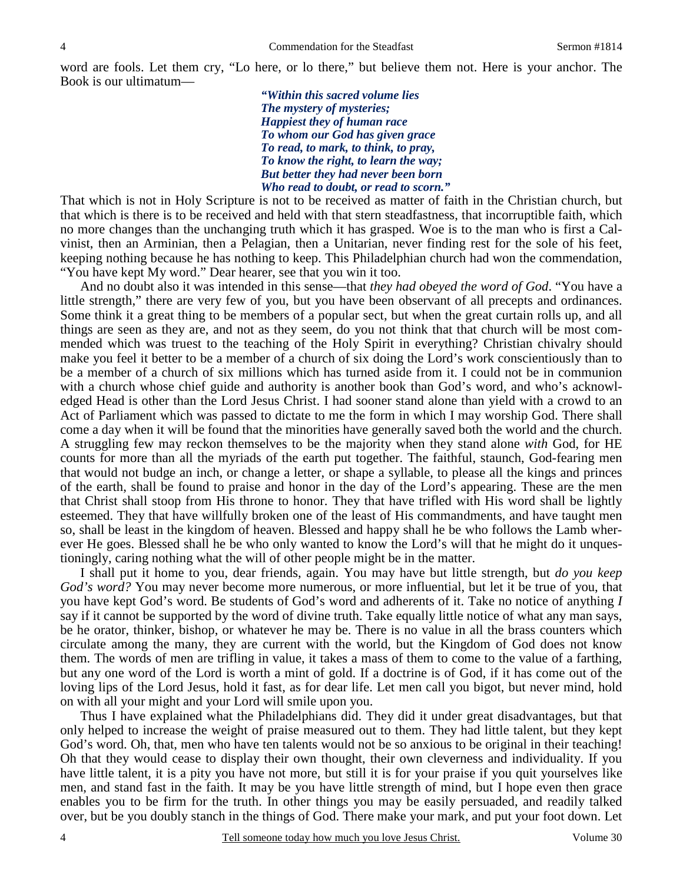word are fools. Let them cry, "Lo here, or lo there," but believe them not. Here is your anchor. The Book is our ultimatum—

> ***"Within this sacred volume lies***
> ***The mystery of mysteries;***
> ***Happiest they of human race***
> ***To whom our God has given grace***
> ***To read, to mark, to think, to pray,***
> ***To know the right, to learn the way;***
> ***But better they had never been born***
> ***Who read to doubt, or read to scorn."***

That which is not in Holy Scripture is not to be received as matter of faith in the Christian church, but that which is there is to be received and held with that stern steadfastness, that incorruptible faith, which no more changes than the unchanging truth which it has grasped. Woe is to the man who is first a Calvinist, then an Arminian, then a Pelagian, then a Unitarian, never finding rest for the sole of his feet, keeping nothing because he has nothing to keep. This Philadelphian church had won the commendation, "You have kept My word." Dear hearer, see that you win it too.

And no doubt also it was intended in this sense—that *they had obeyed the word of God*. "You have a little strength," there are very few of you, but you have been observant of all precepts and ordinances. Some think it a great thing to be members of a popular sect, but when the great curtain rolls up, and all things are seen as they are, and not as they seem, do you not think that that church will be most commended which was truest to the teaching of the Holy Spirit in everything? Christian chivalry should make you feel it better to be a member of a church of six doing the Lord's work conscientiously than to be a member of a church of six millions which has turned aside from it. I could not be in communion with a church whose chief guide and authority is another book than God's word, and who's acknowledged Head is other than the Lord Jesus Christ. I had sooner stand alone than yield with a crowd to an Act of Parliament which was passed to dictate to me the form in which I may worship God. There shall come a day when it will be found that the minorities have generally saved both the world and the church. A struggling few may reckon themselves to be the majority when they stand alone *with* God, for HE counts for more than all the myriads of the earth put together. The faithful, staunch, God-fearing men that would not budge an inch, or change a letter, or shape a syllable, to please all the kings and princes of the earth, shall be found to praise and honor in the day of the Lord's appearing. These are the men that Christ shall stoop from His throne to honor. They that have trifled with His word shall be lightly esteemed. They that have willfully broken one of the least of His commandments, and have taught men so, shall be least in the kingdom of heaven. Blessed and happy shall he be who follows the Lamb wherever He goes. Blessed shall he be who only wanted to know the Lord's will that he might do it unquestioningly, caring nothing what the will of other people might be in the matter.

I shall put it home to you, dear friends, again. You may have but little strength, but *do you keep God's word?* You may never become more numerous, or more influential, but let it be true of you, that you have kept God's word. Be students of God's word and adherents of it. Take no notice of anything *I* say if it cannot be supported by the word of divine truth. Take equally little notice of what any man says, be he orator, thinker, bishop, or whatever he may be. There is no value in all the brass counters which circulate among the many, they are current with the world, but the Kingdom of God does not know them. The words of men are trifling in value, it takes a mass of them to come to the value of a farthing, but any one word of the Lord is worth a mint of gold. If a doctrine is of God, if it has come out of the loving lips of the Lord Jesus, hold it fast, as for dear life. Let men call you bigot, but never mind, hold on with all your might and your Lord will smile upon you.

Thus I have explained what the Philadelphians did. They did it under great disadvantages, but that only helped to increase the weight of praise measured out to them. They had little talent, but they kept God's word. Oh, that, men who have ten talents would not be so anxious to be original in their teaching! Oh that they would cease to display their own thought, their own cleverness and individuality. If you have little talent, it is a pity you have not more, but still it is for your praise if you quit yourselves like men, and stand fast in the faith. It may be you have little strength of mind, but I hope even then grace enables you to be firm for the truth. In other things you may be easily persuaded, and readily talked over, but be you doubly stanch in the things of God. There make your mark, and put your foot down. Let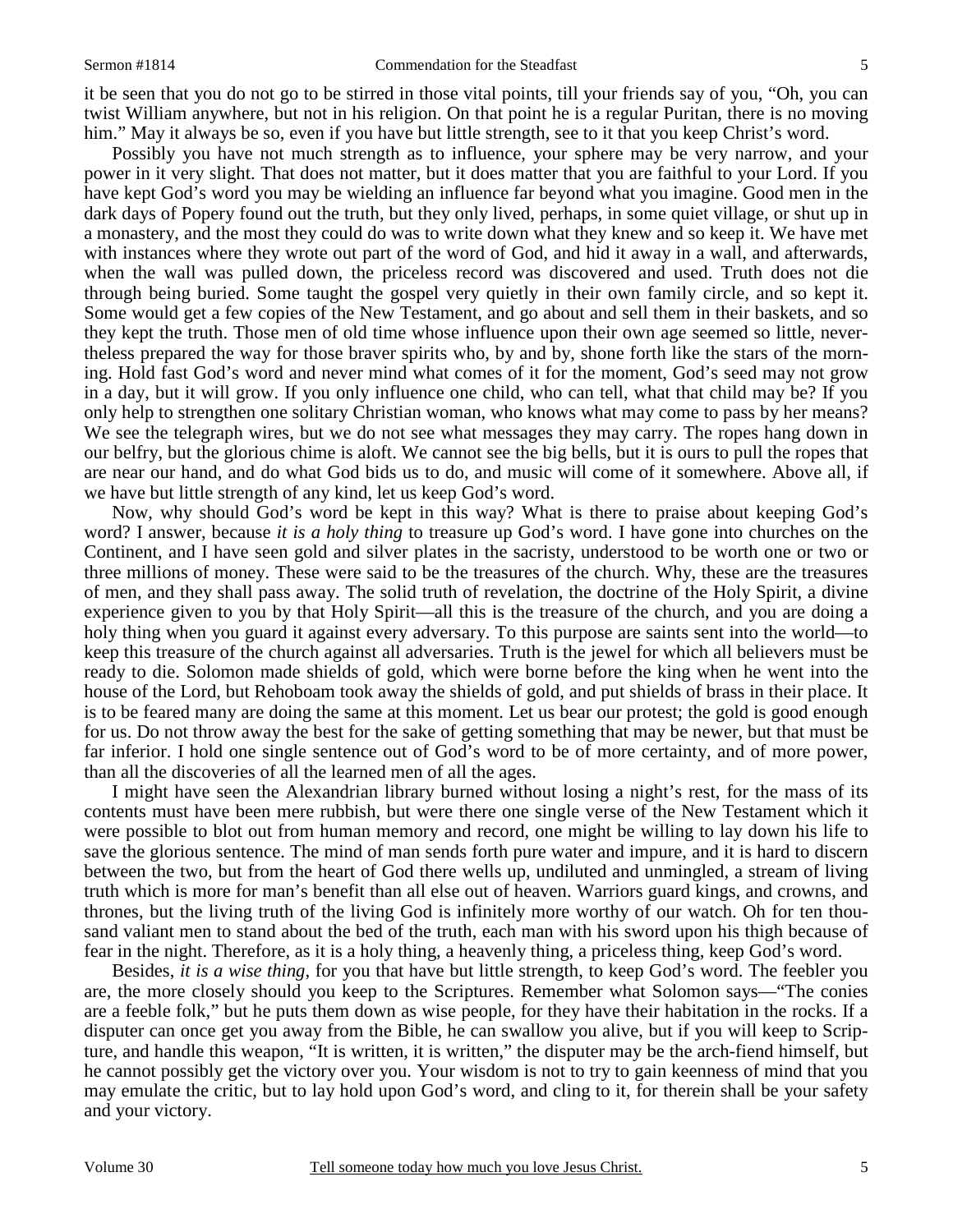it be seen that you do not go to be stirred in those vital points, till your friends say of you, "Oh, you can twist William anywhere, but not in his religion. On that point he is a regular Puritan, there is no moving him." May it always be so, even if you have but little strength, see to it that you keep Christ's word.

Possibly you have not much strength as to influence, your sphere may be very narrow, and your power in it very slight. That does not matter, but it does matter that you are faithful to your Lord. If you have kept God's word you may be wielding an influence far beyond what you imagine. Good men in the dark days of Popery found out the truth, but they only lived, perhaps, in some quiet village, or shut up in a monastery, and the most they could do was to write down what they knew and so keep it. We have met with instances where they wrote out part of the word of God, and hid it away in a wall, and afterwards, when the wall was pulled down, the priceless record was discovered and used. Truth does not die through being buried. Some taught the gospel very quietly in their own family circle, and so kept it. Some would get a few copies of the New Testament, and go about and sell them in their baskets, and so they kept the truth. Those men of old time whose influence upon their own age seemed so little, nevertheless prepared the way for those braver spirits who, by and by, shone forth like the stars of the morning. Hold fast God's word and never mind what comes of it for the moment, God's seed may not grow in a day, but it will grow. If you only influence one child, who can tell, what that child may be? If you only help to strengthen one solitary Christian woman, who knows what may come to pass by her means? We see the telegraph wires, but we do not see what messages they may carry. The ropes hang down in our belfry, but the glorious chime is aloft. We cannot see the big bells, but it is ours to pull the ropes that are near our hand, and do what God bids us to do, and music will come of it somewhere. Above all, if we have but little strength of any kind, let us keep God's word.

Now, why should God's word be kept in this way? What is there to praise about keeping God's word? I answer, because *it is a holy thing* to treasure up God's word. I have gone into churches on the Continent, and I have seen gold and silver plates in the sacristy, understood to be worth one or two or three millions of money. These were said to be the treasures of the church. Why, these are the treasures of men, and they shall pass away. The solid truth of revelation, the doctrine of the Holy Spirit, a divine experience given to you by that Holy Spirit—all this is the treasure of the church, and you are doing a holy thing when you guard it against every adversary. To this purpose are saints sent into the world—to keep this treasure of the church against all adversaries. Truth is the jewel for which all believers must be ready to die. Solomon made shields of gold, which were borne before the king when he went into the house of the Lord, but Rehoboam took away the shields of gold, and put shields of brass in their place. It is to be feared many are doing the same at this moment. Let us bear our protest; the gold is good enough for us. Do not throw away the best for the sake of getting something that may be newer, but that must be far inferior. I hold one single sentence out of God's word to be of more certainty, and of more power, than all the discoveries of all the learned men of all the ages.

I might have seen the Alexandrian library burned without losing a night's rest, for the mass of its contents must have been mere rubbish, but were there one single verse of the New Testament which it were possible to blot out from human memory and record, one might be willing to lay down his life to save the glorious sentence. The mind of man sends forth pure water and impure, and it is hard to discern between the two, but from the heart of God there wells up, undiluted and unmingled, a stream of living truth which is more for man's benefit than all else out of heaven. Warriors guard kings, and crowns, and thrones, but the living truth of the living God is infinitely more worthy of our watch. Oh for ten thousand valiant men to stand about the bed of the truth, each man with his sword upon his thigh because of fear in the night. Therefore, as it is a holy thing, a heavenly thing, a priceless thing, keep God's word.

Besides, *it is a wise thing*, for you that have but little strength, to keep God's word. The feebler you are, the more closely should you keep to the Scriptures. Remember what Solomon says—"The conies are a feeble folk," but he puts them down as wise people, for they have their habitation in the rocks. If a disputer can once get you away from the Bible, he can swallow you alive, but if you will keep to Scripture, and handle this weapon, "It is written, it is written," the disputer may be the arch-fiend himself, but he cannot possibly get the victory over you. Your wisdom is not to try to gain keenness of mind that you may emulate the critic, but to lay hold upon God's word, and cling to it, for therein shall be your safety and your victory.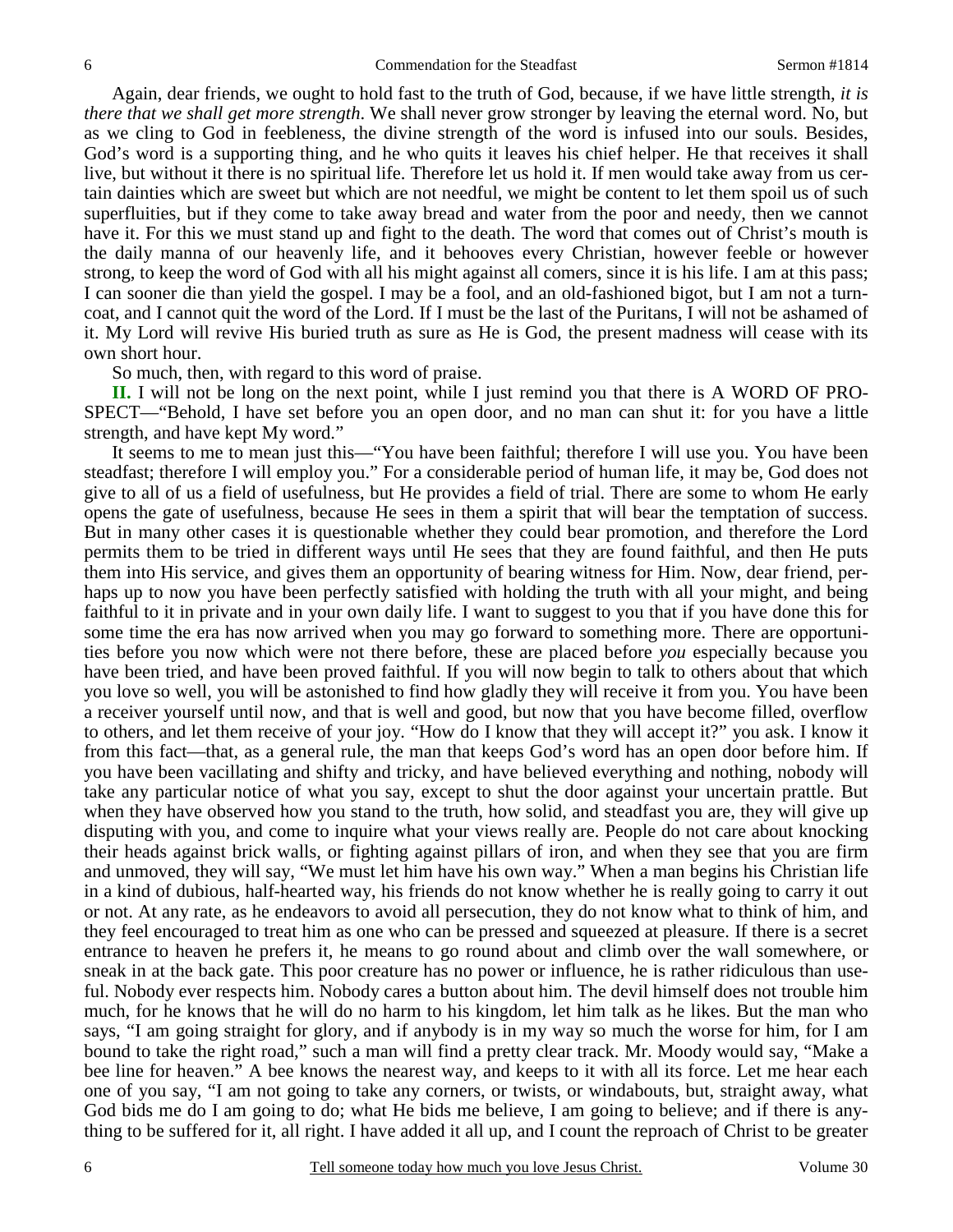Again, dear friends, we ought to hold fast to the truth of God, because, if we have little strength, *it is there that we shall get more strength*. We shall never grow stronger by leaving the eternal word. No, but as we cling to God in feebleness, the divine strength of the word is infused into our souls. Besides, God's word is a supporting thing, and he who quits it leaves his chief helper. He that receives it shall live, but without it there is no spiritual life. Therefore let us hold it. If men would take away from us certain dainties which are sweet but which are not needful, we might be content to let them spoil us of such superfluities, but if they come to take away bread and water from the poor and needy, then we cannot have it. For this we must stand up and fight to the death. The word that comes out of Christ's mouth is the daily manna of our heavenly life, and it behooves every Christian, however feeble or however strong, to keep the word of God with all his might against all comers, since it is his life. I am at this pass; I can sooner die than yield the gospel. I may be a fool, and an old-fashioned bigot, but I am not a turncoat, and I cannot quit the word of the Lord. If I must be the last of the Puritans, I will not be ashamed of it. My Lord will revive His buried truth as sure as He is God, the present madness will cease with its own short hour.

So much, then, with regard to this word of praise.

**II.** I will not be long on the next point, while I just remind you that there is A WORD OF PROSPECT—"Behold, I have set before you an open door, and no man can shut it: for you have a little strength, and have kept My word."

It seems to me to mean just this—"You have been faithful; therefore I will use you. You have been steadfast; therefore I will employ you." For a considerable period of human life, it may be, God does not give to all of us a field of usefulness, but He provides a field of trial. There are some to whom He early opens the gate of usefulness, because He sees in them a spirit that will bear the temptation of success. But in many other cases it is questionable whether they could bear promotion, and therefore the Lord permits them to be tried in different ways until He sees that they are found faithful, and then He puts them into His service, and gives them an opportunity of bearing witness for Him. Now, dear friend, perhaps up to now you have been perfectly satisfied with holding the truth with all your might, and being faithful to it in private and in your own daily life. I want to suggest to you that if you have done this for some time the era has now arrived when you may go forward to something more. There are opportunities before you now which were not there before, these are placed before *you* especially because you have been tried, and have been proved faithful. If you will now begin to talk to others about that which you love so well, you will be astonished to find how gladly they will receive it from you. You have been a receiver yourself until now, and that is well and good, but now that you have become filled, overflow to others, and let them receive of your joy. "How do I know that they will accept it?" you ask. I know it from this fact—that, as a general rule, the man that keeps God's word has an open door before him. If you have been vacillating and shifty and tricky, and have believed everything and nothing, nobody will take any particular notice of what you say, except to shut the door against your uncertain prattle. But when they have observed how you stand to the truth, how solid, and steadfast you are, they will give up disputing with you, and come to inquire what your views really are. People do not care about knocking their heads against brick walls, or fighting against pillars of iron, and when they see that you are firm and unmoved, they will say, "We must let him have his own way." When a man begins his Christian life in a kind of dubious, half-hearted way, his friends do not know whether he is really going to carry it out or not. At any rate, as he endeavors to avoid all persecution, they do not know what to think of him, and they feel encouraged to treat him as one who can be pressed and squeezed at pleasure. If there is a secret entrance to heaven he prefers it, he means to go round about and climb over the wall somewhere, or sneak in at the back gate. This poor creature has no power or influence, he is rather ridiculous than useful. Nobody ever respects him. Nobody cares a button about him. The devil himself does not trouble him much, for he knows that he will do no harm to his kingdom, let him talk as he likes. But the man who says, "I am going straight for glory, and if anybody is in my way so much the worse for him, for I am bound to take the right road," such a man will find a pretty clear track. Mr. Moody would say, "Make a bee line for heaven." A bee knows the nearest way, and keeps to it with all its force. Let me hear each one of you say, "I am not going to take any corners, or twists, or windabouts, but, straight away, what God bids me do I am going to do; what He bids me believe, I am going to believe; and if there is anything to be suffered for it, all right. I have added it all up, and I count the reproach of Christ to be greater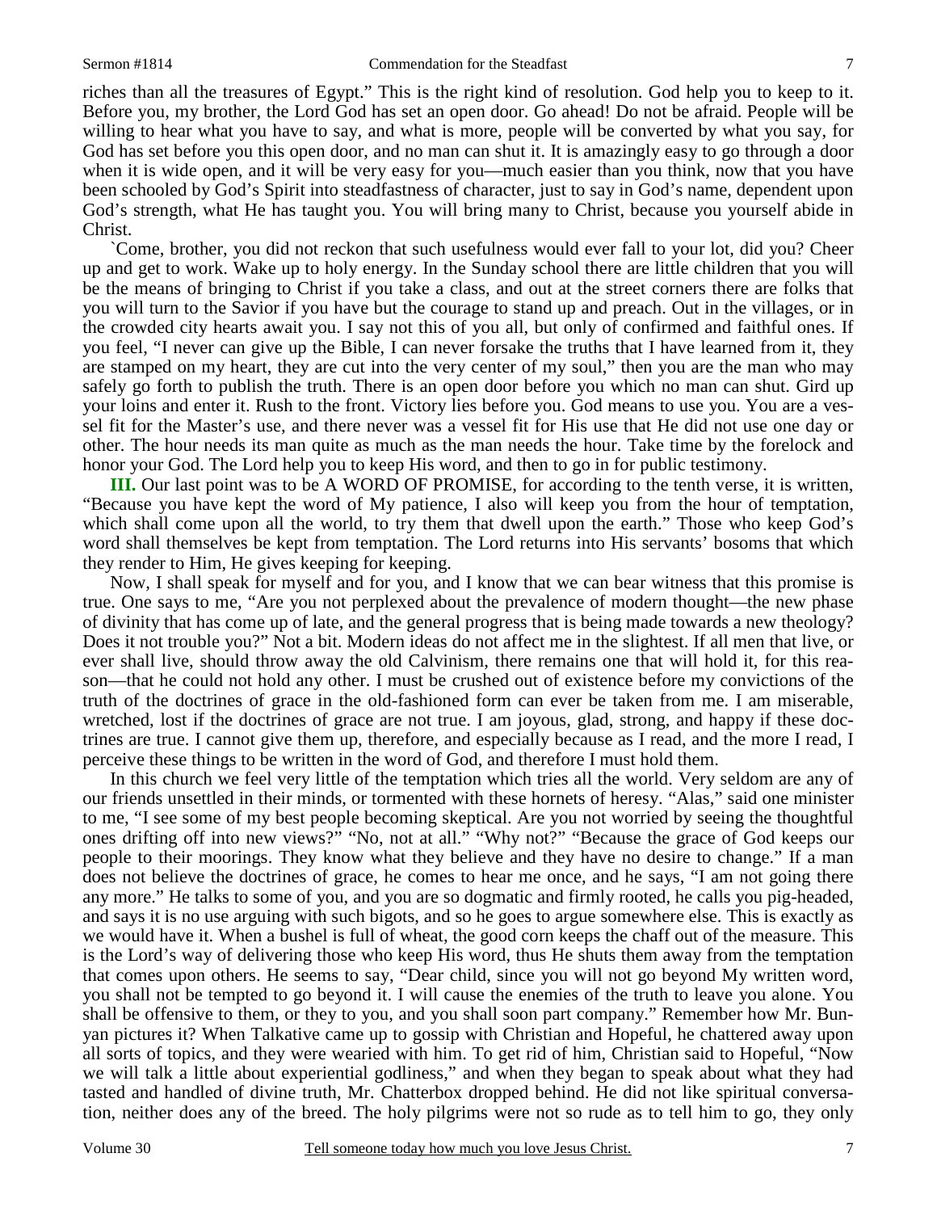riches than all the treasures of Egypt." This is the right kind of resolution. God help you to keep to it. Before you, my brother, the Lord God has set an open door. Go ahead! Do not be afraid. People will be willing to hear what you have to say, and what is more, people will be converted by what you say, for God has set before you this open door, and no man can shut it. It is amazingly easy to go through a door when it is wide open, and it will be very easy for you—much easier than you think, now that you have been schooled by God's Spirit into steadfastness of character, just to say in God's name, dependent upon God's strength, what He has taught you. You will bring many to Christ, because you yourself abide in Christ.

`Come, brother, you did not reckon that such usefulness would ever fall to your lot, did you? Cheer up and get to work. Wake up to holy energy. In the Sunday school there are little children that you will be the means of bringing to Christ if you take a class, and out at the street corners there are folks that you will turn to the Savior if you have but the courage to stand up and preach. Out in the villages, or in the crowded city hearts await you. I say not this of you all, but only of confirmed and faithful ones. If you feel, "I never can give up the Bible, I can never forsake the truths that I have learned from it, they are stamped on my heart, they are cut into the very center of my soul," then you are the man who may safely go forth to publish the truth. There is an open door before you which no man can shut. Gird up your loins and enter it. Rush to the front. Victory lies before you. God means to use you. You are a vessel fit for the Master's use, and there never was a vessel fit for His use that He did not use one day or other. The hour needs its man quite as much as the man needs the hour. Take time by the forelock and honor your God. The Lord help you to keep His word, and then to go in for public testimony.

**III.** Our last point was to be A WORD OF PROMISE, for according to the tenth verse, it is written, "Because you have kept the word of My patience, I also will keep you from the hour of temptation, which shall come upon all the world, to try them that dwell upon the earth." Those who keep God's word shall themselves be kept from temptation. The Lord returns into His servants' bosoms that which they render to Him, He gives keeping for keeping.

Now, I shall speak for myself and for you, and I know that we can bear witness that this promise is true. One says to me, "Are you not perplexed about the prevalence of modern thought—the new phase of divinity that has come up of late, and the general progress that is being made towards a new theology? Does it not trouble you?" Not a bit. Modern ideas do not affect me in the slightest. If all men that live, or ever shall live, should throw away the old Calvinism, there remains one that will hold it, for this reason—that he could not hold any other. I must be crushed out of existence before my convictions of the truth of the doctrines of grace in the old-fashioned form can ever be taken from me. I am miserable, wretched, lost if the doctrines of grace are not true. I am joyous, glad, strong, and happy if these doctrines are true. I cannot give them up, therefore, and especially because as I read, and the more I read, I perceive these things to be written in the word of God, and therefore I must hold them.

In this church we feel very little of the temptation which tries all the world. Very seldom are any of our friends unsettled in their minds, or tormented with these hornets of heresy. "Alas," said one minister to me, "I see some of my best people becoming skeptical. Are you not worried by seeing the thoughtful ones drifting off into new views?" "No, not at all." "Why not?" "Because the grace of God keeps our people to their moorings. They know what they believe and they have no desire to change." If a man does not believe the doctrines of grace, he comes to hear me once, and he says, "I am not going there any more." He talks to some of you, and you are so dogmatic and firmly rooted, he calls you pig-headed, and says it is no use arguing with such bigots, and so he goes to argue somewhere else. This is exactly as we would have it. When a bushel is full of wheat, the good corn keeps the chaff out of the measure. This is the Lord's way of delivering those who keep His word, thus He shuts them away from the temptation that comes upon others. He seems to say, "Dear child, since you will not go beyond My written word, you shall not be tempted to go beyond it. I will cause the enemies of the truth to leave you alone. You shall be offensive to them, or they to you, and you shall soon part company." Remember how Mr. Bunyan pictures it? When Talkative came up to gossip with Christian and Hopeful, he chattered away upon all sorts of topics, and they were wearied with him. To get rid of him, Christian said to Hopeful, "Now we will talk a little about experiential godliness," and when they began to speak about what they had tasted and handled of divine truth, Mr. Chatterbox dropped behind. He did not like spiritual conversation, neither does any of the breed. The holy pilgrims were not so rude as to tell him to go, they only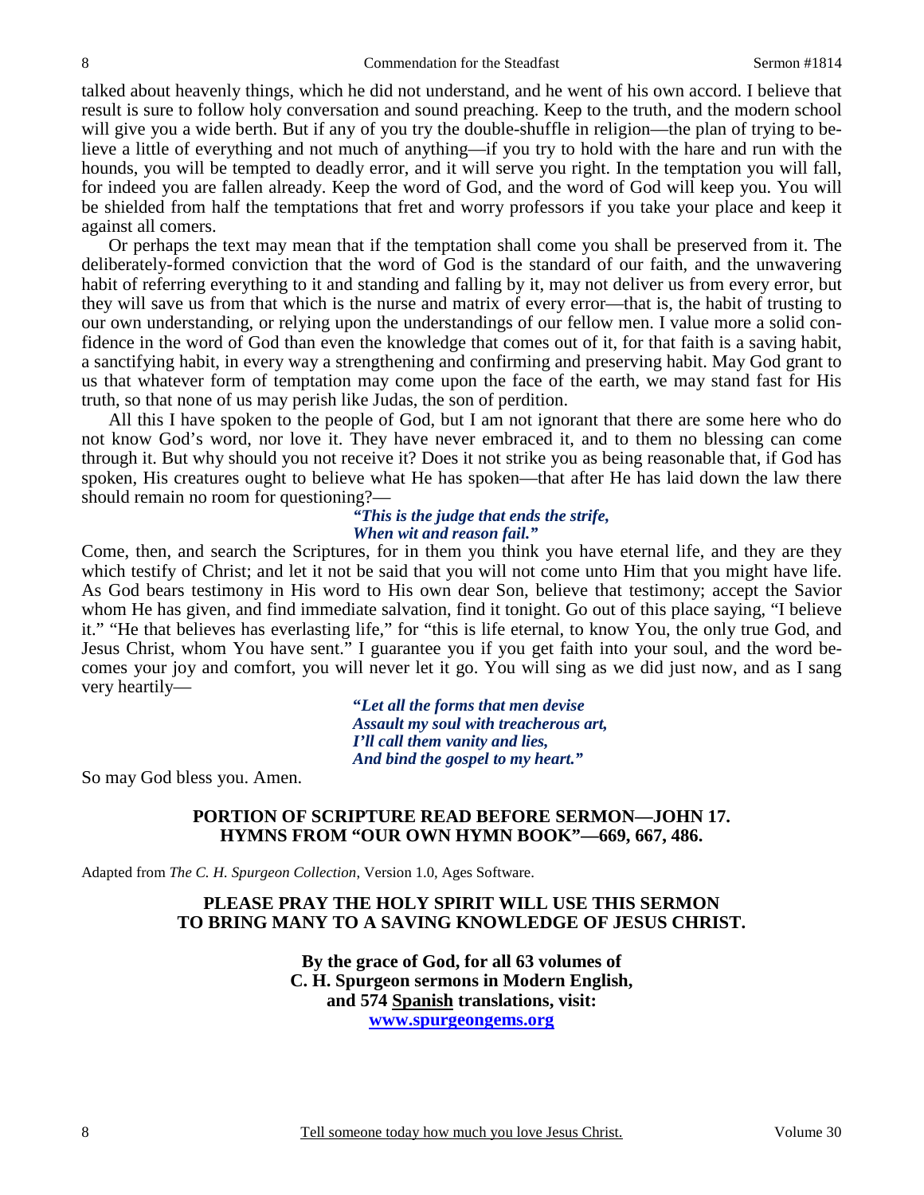talked about heavenly things, which he did not understand, and he went of his own accord. I believe that result is sure to follow holy conversation and sound preaching. Keep to the truth, and the modern school will give you a wide berth. But if any of you try the double-shuffle in religion—the plan of trying to believe a little of everything and not much of anything—if you try to hold with the hare and run with the hounds, you will be tempted to deadly error, and it will serve you right. In the temptation you will fall, for indeed you are fallen already. Keep the word of God, and the word of God will keep you. You will be shielded from half the temptations that fret and worry professors if you take your place and keep it against all comers.

Or perhaps the text may mean that if the temptation shall come you shall be preserved from it. The deliberately-formed conviction that the word of God is the standard of our faith, and the unwavering habit of referring everything to it and standing and falling by it, may not deliver us from every error, but they will save us from that which is the nurse and matrix of every error—that is, the habit of trusting to our own understanding, or relying upon the understandings of our fellow men. I value more a solid confidence in the word of God than even the knowledge that comes out of it, for that faith is a saving habit, a sanctifying habit, in every way a strengthening and confirming and preserving habit. May God grant to us that whatever form of temptation may come upon the face of the earth, we may stand fast for His truth, so that none of us may perish like Judas, the son of perdition.

All this I have spoken to the people of God, but I am not ignorant that there are some here who do not know God's word, nor love it. They have never embraced it, and to them no blessing can come through it. But why should you not receive it? Does it not strike you as being reasonable that, if God has spoken, His creatures ought to believe what He has spoken—that after He has laid down the law there should remain no room for questioning?—

*"This is the judge that ends the strife,*
*When wit and reason fail."*

Come, then, and search the Scriptures, for in them you think you have eternal life, and they are they which testify of Christ; and let it not be said that you will not come unto Him that you might have life. As God bears testimony in His word to His own dear Son, believe that testimony; accept the Savior whom He has given, and find immediate salvation, find it tonight. Go out of this place saying, "I believe it." "He that believes has everlasting life," for "this is life eternal, to know You, the only true God, and Jesus Christ, whom You have sent." I guarantee you if you get faith into your soul, and the word becomes your joy and comfort, you will never let it go. You will sing as we did just now, and as I sang very heartily—

*"Let all the forms that men devise*
*Assault my soul with treacherous art,*
*I'll call them vanity and lies,*
*And bind the gospel to my heart."*

So may God bless you. Amen.

**PORTION OF SCRIPTURE READ BEFORE SERMON—JOHN 17.**
**HYMNS FROM "OUR OWN HYMN BOOK"—669, 667, 486.**

Adapted from *The C. H. Spurgeon Collection*, Version 1.0, Ages Software.

**PLEASE PRAY THE HOLY SPIRIT WILL USE THIS SERMON TO BRING MANY TO A SAVING KNOWLEDGE OF JESUS CHRIST.**

**By the grace of God, for all 63 volumes of C. H. Spurgeon sermons in Modern English, and 574 Spanish translations, visit: www.spurgeongems.org**